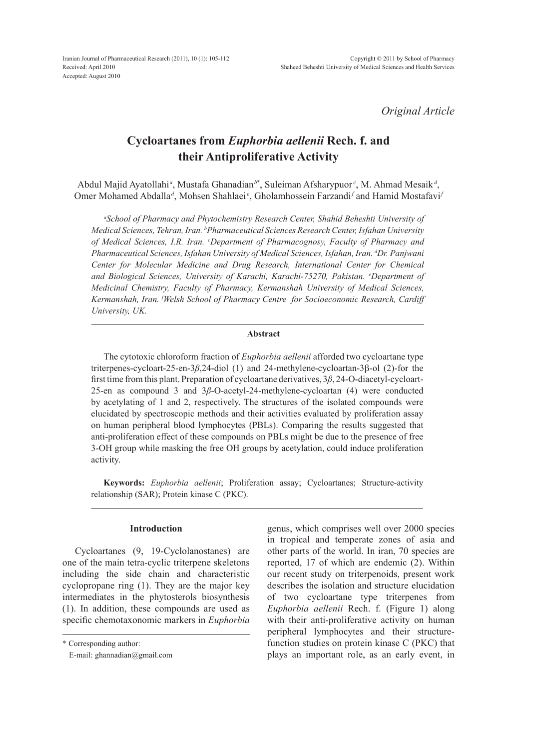*Original Article*

# Cycloartanes from *Euphorbia aellenii* Rech. f. and their Antiproliferative Activity

Abdul Majid Ayatollahi[a], Mustafa Ghanadian[b*], Suleiman Afsharypuor[c], M. Ahmad Mesaik[d], Omer Mohamed Abdalla[d], Mohsen Shahlaei[e], Gholamhossein Farzandi[f] and Hamid Mostafavi[f]

*[a]School of Pharmacy and Phytochemistry Research Center, Shahid Beheshti University of Medical Sciences, Tehran, Iran. [b]Pharmaceutical Sciences Research Center, Isfahan University of Medical Sciences, I.R. Iran. [c]Department of Pharmacognosy, Faculty of Pharmacy and Pharmaceutical Sciences, Isfahan University of Medical Sciences, Isfahan, Iran. [d]Dr. Panjwani Center for Molecular Medicine and Drug Research, International Center for Chemical and Biological Sciences, University of Karachi, Karachi-75270, Pakistan. [e]Department of Medicinal Chemistry, Faculty of Pharmacy, Kermanshah University of Medical Sciences, Kermanshah, Iran. [f]Welsh School of Pharmacy Centre for Socioeconomic Research, Cardiff University, UK.*

## Abstract

The cytotoxic chloroform fraction of *Euphorbia aellenii* afforded two cycloartane type triterpenes-cycloart-25-en-3*β*,24-diol (1) and 24-methylene-cycloartan-3β-ol (2)-for the first time from this plant. Preparation of cycloartane derivatives, 3*β*, 24-O-diacetyl-cycloart-25-en as compound 3 and 3*β*-O-acetyl-24-methylene-cycloartan (4) were conducted by acetylating of 1 and 2, respectively. The structures of the isolated compounds were elucidated by spectroscopic methods and their activities evaluated by proliferation assay on human peripheral blood lymphocytes (PBLs). Comparing the results suggested that anti-proliferation effect of these compounds on PBLs might be due to the presence of free 3-OH group while masking the free OH groups by acetylation, could induce proliferation activity.

**Keywords:** *Euphorbia aellenii*; Proliferation assay; Cycloartanes; Structure-activity relationship (SAR); Protein kinase C (PKC).

## Introduction

Cycloartanes (9, 19-Cyclolanostanes) are one of the main tetra-cyclic triterpene skeletons including the side chain and characteristic cyclopropane ring (1). They are the major key intermediates in the phytosterols biosynthesis (1). In addition, these compounds are used as specific chemotaxonomic markers in *Euphorbia* genus, which comprises well over 2000 species in tropical and temperate zones of asia and other parts of the world. In iran, 70 species are reported, 17 of which are endemic (2). Within our recent study on triterpenoids, present work describes the isolation and structure elucidation of two cycloartane type triterpenes from *Euphorbia aellenii* Rech. f. (Figure 1) along with their anti-proliferative activity on human peripheral lymphocytes and their structure-function studies on protein kinase C (PKC) that plays an important role, as an early event, in

\* Corresponding author:

E-mail: ghannadian@gmail.com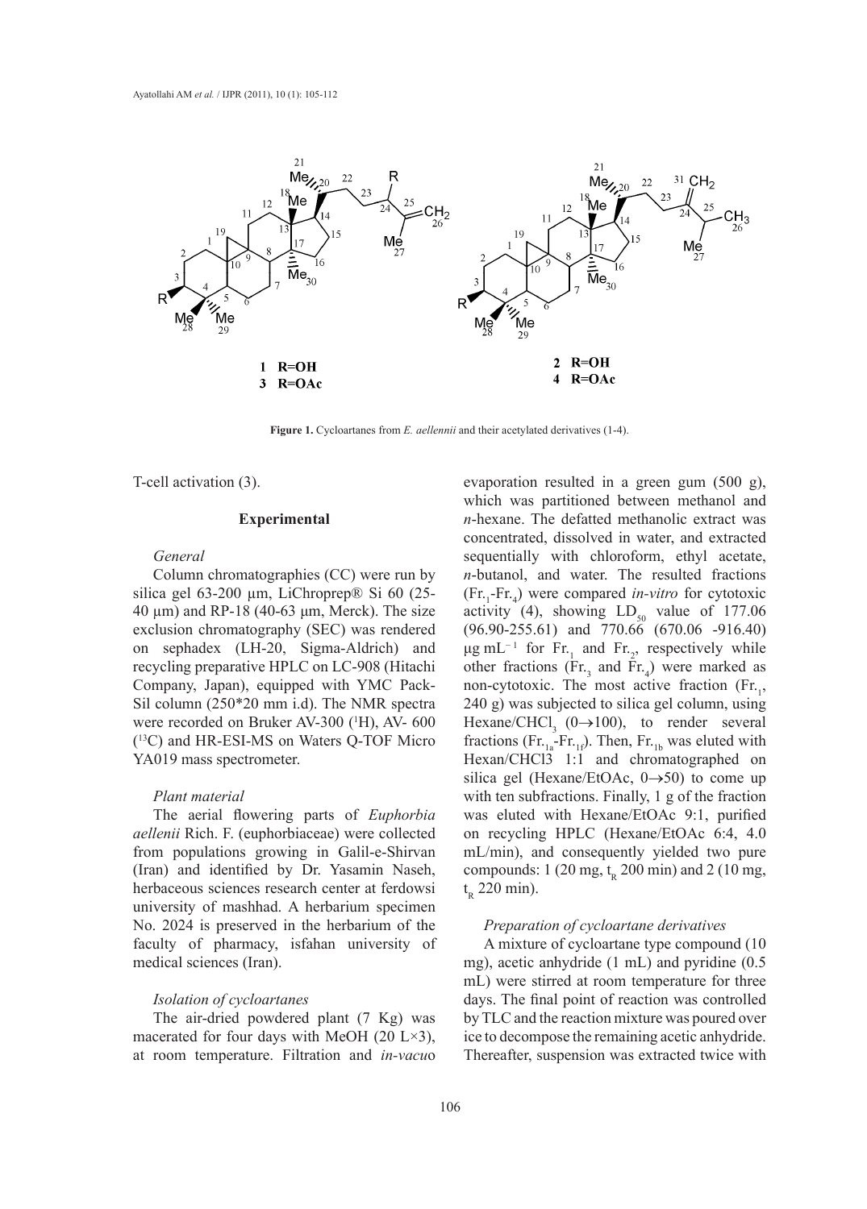**Figure 1.** Cycloartanes from *E. aellennii* and their acetylated derivatives (1-4).

T-cell activation (3).

## Experimental

### *General*

Column chromatographies (CC) were run by silica gel 63-200 µm, LiChroprep® Si 60 (25-40 µm) and RP-18 (40-63 µm, Merck). The size exclusion chromatography (SEC) was rendered on sephadex (LH-20, Sigma-Aldrich) and recycling preparative HPLC on LC-908 (Hitachi Company, Japan), equipped with YMC Pack-Sil column (250*20 mm i.d). The NMR spectra were recorded on Bruker AV-300 ($^{1}$H), AV- 600 ($^{13}$C) and HR-ESI-MS on Waters Q-TOF Micro YA019 mass spectrometer.

### *Plant material*

The aerial flowering parts of *Euphorbia aellenii* Rich. F. (euphorbiaceae) were collected from populations growing in Galil-e-Shirvan (Iran) and identified by Dr. Yasamin Naseh, herbaceous sciences research center at ferdowsi university of mashhad. A herbarium specimen No. 2024 is preserved in the herbarium of the faculty of pharmacy, isfahan university of medical sciences (Iran).

### *Isolation of cycloartanes*

The air-dried powdered plant (7 Kg) was macerated for four days with MeOH (20 L×3), at room temperature. Filtration and *in-vacuo* evaporation resulted in a green gum (500 g), which was partitioned between methanol and *n*-hexane. The defatted methanolic extract was concentrated, dissolved in water, and extracted sequentially with chloroform, ethyl acetate, *n*-butanol, and water. The resulted fractions ($Fr._1$-$Fr._4$) were compared *in-vitro* for cytotoxic activity (4), showing $LD_{50}$ value of 177.06 (96.90-255.61) and 770.66 (670.06 -916.40) $\mu g\ mL^{-1}$ for $Fr._1$ and $Fr._2$, respectively while other fractions ($Fr._3$ and $Fr._4$) were marked as non-cytotoxic. The most active fraction ($Fr._1$, 240 g) was subjected to silica gel column, using Hexane/$CHCl_3$ (0→100), to render several fractions ($Fr._{1a}$-$Fr._{1f}$). Then, $Fr._{1b}$ was eluted with Hexan/CHCl3 1:1 and chromatographed on silica gel (Hexane/EtOAc, 0→50) to come up with ten subfractions. Finally, 1 g of the fraction was eluted with Hexane/EtOAc 9:1, purified on recycling HPLC (Hexane/EtOAc 6:4, 4.0 mL/min), and consequently yielded two pure compounds: 1 (20 mg, $t_R$ 200 min) and 2 (10 mg, $t_R$ 220 min).

### *Preparation of cycloartane derivatives*

A mixture of cycloartane type compound (10 mg), acetic anhydride (1 mL) and pyridine (0.5 mL) were stirred at room temperature for three days. The final point of reaction was controlled by TLC and the reaction mixture was poured over ice to decompose the remaining acetic anhydride. Thereafter, suspension was extracted twice with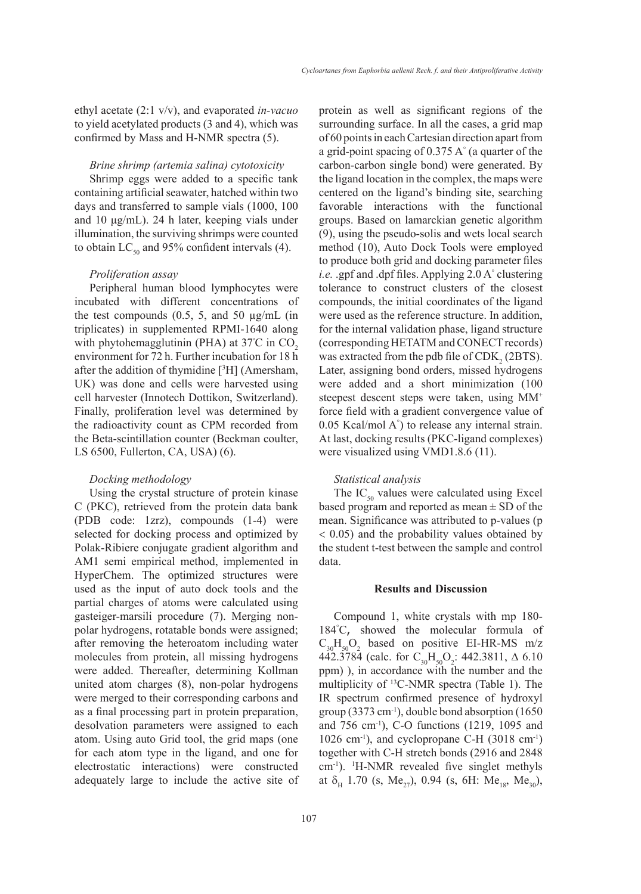ethyl acetate (2:1 v/v), and evaporated *in-vacuo* to yield acetylated products (3 and 4), which was confirmed by Mass and H-NMR spectra (5).

### *Brine shrimp (artemia salina) cytotoxicity*

Shrimp eggs were added to a specific tank containing artificial seawater, hatched within two days and transferred to sample vials (1000, 100 and 10 µg/mL). 24 h later, keeping vials under illumination, the surviving shrimps were counted to obtain $LC_{50}$ and 95% confident intervals (4).

### *Proliferation assay*

Peripheral human blood lymphocytes were incubated with different concentrations of the test compounds (0.5, 5, and 50 µg/mL (in triplicates) in supplemented RPMI-1640 along with phytohemagglutinin (PHA) at 37°C in $CO_2$ environment for 72 h. Further incubation for 18 h after the addition of thymidine [$^3$H] (Amersham, UK) was done and cells were harvested using cell harvester (Innotech Dottikon, Switzerland). Finally, proliferation level was determined by the radioactivity count as CPM recorded from the Beta-scintillation counter (Beckman coulter, LS 6500, Fullerton, CA, USA) (6).

### *Docking methodology*

Using the crystal structure of protein kinase C (PKC), retrieved from the protein data bank (PDB code: 1zrz), compounds (1-4) were selected for docking process and optimized by Polak-Ribiere conjugate gradient algorithm and AM1 semi empirical method, implemented in HyperChem. The optimized structures were used as the input of auto dock tools and the partial charges of atoms were calculated using gasteiger-marsili procedure (7). Merging non-polar hydrogens, rotatable bonds were assigned; after removing the heteroatom including water molecules from protein, all missing hydrogens were added. Thereafter, determining Kollman united atom charges (8), non-polar hydrogens were merged to their corresponding carbons and as a final processing part in protein preparation, desolvation parameters were assigned to each atom. Using auto Grid tool, the grid maps (one for each atom type in the ligand, and one for electrostatic interactions) were constructed adequately large to include the active site of protein as well as significant regions of the surrounding surface. In all the cases, a grid map of 60 points in each Cartesian direction apart from a grid-point spacing of 0.375 A° (a quarter of the carbon-carbon single bond) were generated. By the ligand location in the complex, the maps were centered on the ligand's binding site, searching favorable interactions with the functional groups. Based on lamarckian genetic algorithm (9), using the pseudo-solis and wets local search method (10), Auto Dock Tools were employed to produce both grid and docking parameter files *i.e.* .gpf and .dpf files. Applying 2.0 A° clustering tolerance to construct clusters of the closest compounds, the initial coordinates of the ligand were used as the reference structure. In addition, for the internal validation phase, ligand structure (corresponding HETATM and CONECT records) was extracted from the pdb file of $CDK_2$ (2BTS). Later, assigning bond orders, missed hydrogens were added and a short minimization (100 steepest descent steps were taken, using $MM^+$ force field with a gradient convergence value of 0.05 Kcal/mol A°) to release any internal strain. At last, docking results (PKC-ligand complexes) were visualized using VMD1.8.6 (11).

### *Statistical analysis*

The $IC_{50}$ values were calculated using Excel based program and reported as mean ± SD of the mean. Significance was attributed to p-values ($p < 0.05$) and the probability values obtained by the student t-test between the sample and control data.

## Results and Discussion

Compound 1, white crystals with mp 180-184°C, showed the molecular formula of $C_{30}H_{50}O_2$ based on positive EI-HR-MS m/z 442.3784 (calc. for $C_{30}H_{50}O_2$: 442.3811, Δ 6.10 ppm) ), in accordance with the number and the multiplicity of $^{13}$C-NMR spectra (Table 1). The IR spectrum confirmed presence of hydroxyl group (3373 cm$^{-1}$), double bond absorption (1650 and 756 cm$^{-1}$), C-O functions (1219, 1095 and 1026 cm$^{-1}$), and cyclopropane C-H (3018 cm$^{-1}$) together with C-H stretch bonds (2916 and 2848 cm$^{-1}$). $^1$H-NMR revealed five singlet methyls at $\delta_H$ 1.70 (s, $Me_{27}$), 0.94 (s, 6H: $Me_{18}$, $Me_{30}$),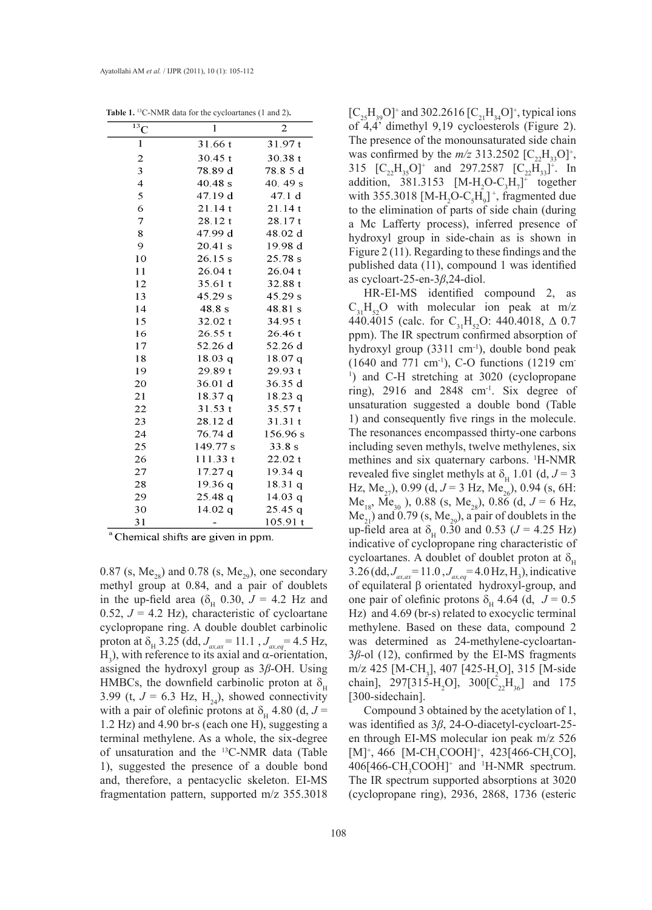**Table 1.** $^{13}C$-NMR data for the cycloartanes (1 and 2).

| $^{13}C$ | 1 | 2 |
|---|---|---|
| 1 | 31.66 t | 31.97 t |
| 2 | 30.45 t | 30.38 t |
| 3 | 78.89 d | 78.8 5 d |
| 4 | 40.48 s | 40. 49 s |
| 5 | 47.19 d | 47.1 d |
| 6 | 21.14 t | 21.14 t |
| 7 | 28.12 t | 28.17 t |
| 8 | 47.99 d | 48.02 d |
| 9 | 20.41 s | 19.98 d |
| 10 | 26.15 s | 25.78 s |
| 11 | 26.04 t | 26.04 t |
| 12 | 35.61 t | 32.88 t |
| 13 | 45.29 s | 45.29 s |
| 14 | 48.8 s | 48.81 s |
| 15 | 32.02 t | 34.95 t |
| 16 | 26.55 t | 26.46 t |
| 17 | 52.26 d | 52.26 d |
| 18 | 18.03 q | 18.07 q |
| 19 | 29.89 t | 29.93 t |
| 20 | 36.01 d | 36.35 d |
| 21 | 18.37 q | 18.23 q |
| 22 | 31.53 t | 35.57 t |
| 23 | 28.12 d | 31.31 t |
| 24 | 76.74 d | 156.96 s |
| 25 | 149.77 s | 33.8 s |
| 26 | 111.33 t | 22.02 t |
| 27 | 17.27 q | 19.34 q |
| 28 | 19.36 q | 18.31 q |
| 29 | 25.48 q | 14.03 q |
| 30 | 14.02 q | 25.45 q |
| 31 | - | 105.91 t |

[a] Chemical shifts are given in ppm.

0.87 (s, $Me_{28}$) and 0.78 (s, $Me_{29}$), one secondary methyl group at 0.84, and a pair of doublets in the up-field area ($\delta_H$ 0.30, $J$ = 4.2 Hz and 0.52, $J$ = 4.2 Hz), characteristic of cycloartane cyclopropane ring. A double doublet carbinolic proton at $\delta_H$ 3.25 (dd, $J_{ax,ax}$ = 11.1 , $J_{ax,eq}$ = 4.5 Hz, $H_3$), with reference to its axial and α-orientation, assigned the hydroxyl group as 3*β*-OH. Using HMBCs, the downfield carbinolic proton at $\delta_H$ 3.99 (t, $J$ = 6.3 Hz, $H_{24}$), showed connectivity with a pair of olefinic protons at $\delta_H$ 4.80 (d, $J$ = 1.2 Hz) and 4.90 br-s (each one H), suggesting a terminal methylene. As a whole, the six-degree of unsaturation and the $^{13}C$-NMR data (Table 1), suggested the presence of a double bond and, therefore, a pentacyclic skeleton. EI-MS fragmentation pattern, supported m/z 355.3018 $[C_{25}H_{39}O]^+$ and 302.2616 $[C_{21}H_{34}O]^+$, typical ions of 4,4' dimethyl 9,19 cycloesterols (Figure 2). The presence of the monounsaturated side chain was confirmed by the *m/z* 313.2502 $[C_{22}H_{33}O]^+$, 315 $[C_{22}H_{35}O]^+$ and 297.2587 $[C_{22}H_{33}]^+$. In addition, 381.3153 $[M-H_2O-C_3H_7]^+$ together with 355.3018 $[M-H_2O-C_5H_9]^+$, fragmented due to the elimination of parts of side chain (during a Mc Lafferty process), inferred presence of hydroxyl group in side-chain as is shown in Figure 2 (11). Regarding to these findings and the published data (11), compound 1 was identified as cycloart-25-en-3*β*,24-diol.

HR-EI-MS identified compound 2, as $C_{31}H_{52}O$ with molecular ion peak at m/z 440.4015 (calc. for $C_{31}H_{52}O$: 440.4018, Δ 0.7 ppm). The IR spectrum confirmed absorption of hydroxyl group (3311 $cm^{-1}$), double bond peak (1640 and 771 $cm^{-1}$), C-O functions (1219 $cm^{-1}$) and C-H stretching at 3020 (cyclopropane ring), 2916 and 2848 $cm^{-1}$. Six degree of unsaturation suggested a double bond (Table 1) and consequently five rings in the molecule. The resonances encompassed thirty-one carbons including seven methyls, twelve methylenes, six methines and six quaternary carbons. $^1H$-NMR revealed five singlet methyls at $\delta_H$ 1.01 (d, $J$ = 3 Hz, $Me_{27}$), 0.99 (d, $J$ = 3 Hz, $Me_{26}$), 0.94 (s, 6H: $Me_{18}$, $Me_{30}$ ), 0.88 (s, $Me_{28}$), 0.86 (d, $J$ = 6 Hz, $Me_{21}$) and 0.79 (s, $Me_{29}$), a pair of doublets in the up-field area at $\delta_H$ 0.30 and 0.53 ($J$ = 4.25 Hz) indicative of cyclopropane ring characteristic of cycloartanes. A doublet of doublet proton at $\delta_H$ 3.26 (dd, $J_{ax,ax}$ = 11.0 , $J_{ax,eq}$ = 4.0 Hz, $H_3$), indicative of equilateral β orientated hydroxyl-group, and one pair of olefinic protons $\delta_H$ 4.64 (d, $J$ = 0.5 Hz) and 4.69 (br-s) related to exocyclic terminal methylene. Based on these data, compound 2 was determined as 24-methylene-cycloartan-3*β*-ol (12), confirmed by the EI-MS fragments m/z 425 [M-$CH_3$], 407 [425-$H_2O$], 315 [M-side chain], 297[315-$H_2O$], 300[$C_{22}H_{36}$] and 175 [300-sidechain].

Compound 3 obtained by the acetylation of 1, was identified as 3*β*, 24-O-diacetyl-cycloart-25-en through EI-MS molecular ion peak m/z 526 $[M]^+$, 466 $[M-CH_3COOH]^+$, 423[466-$CH_3CO$], 406$[466-CH_3COOH]^+$ and $^1H$-NMR spectrum. The IR spectrum supported absorptions at 3020 (cyclopropane ring), 2936, 2868, 1736 (esteric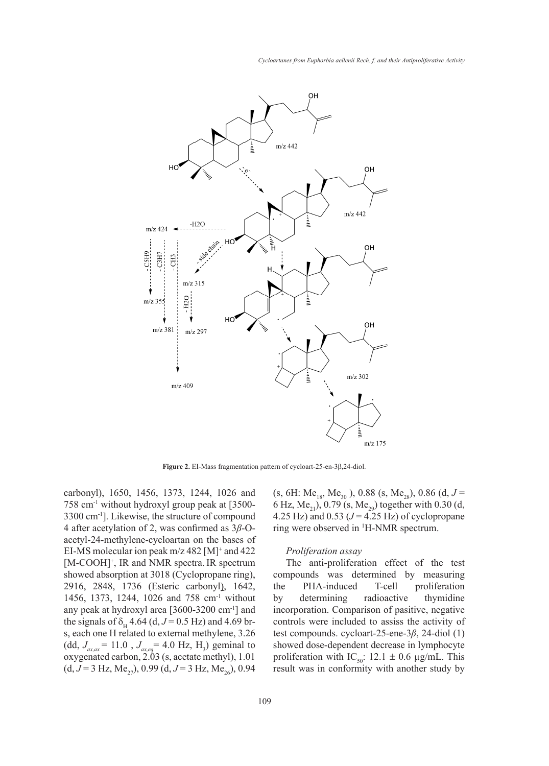**Figure 2.** EI-Mass fragmentation pattern of cycloart-25-en-3β,24-diol.

carbonyl), 1650, 1456, 1373, 1244, 1026 and 758 $cm^{-1}$ without hydroxyl group peak at [3500-3300 $cm^{-1}$]. Likewise, the structure of compound 4 after acetylation of 2, was confirmed as 3*β*-O-acetyl-24-methylene-cycloartan on the bases of EI-MS molecular ion peak m/z 482 $[M]^+$ and 422 $[M-COOH]^+$, IR and NMR spectra. IR spectrum showed absorption at 3018 (Cyclopropane ring), 2916, 2848, 1736 (Esteric carbonyl), 1642, 1456, 1373, 1244, 1026 and 758 $cm^{-1}$ without any peak at hydroxyl area [3600-3200 $cm^{-1}$] and the signals of $\delta_H$ 4.64 (d, $J = 0.5$ Hz) and 4.69 br-s, each one H related to external methylene, 3.26 (dd, $J_{ax,ax} = 11.0$ , $J_{ax,eq} = 4.0$ Hz, $H_3$) geminal to oxygenated carbon, 2.03 (s, acetate methyl), 1.01 (d, $J = 3$ Hz, $Me_{27}$), 0.99 (d, $J = 3$ Hz, $Me_{26}$), 0.94 (s, 6H: $Me_{18}$, $Me_{30}$ ), 0.88 (s, $Me_{28}$), 0.86 (d, $J = 6$ Hz, $Me_{21}$), 0.79 (s, $Me_{29}$) together with 0.30 (d, 4.25 Hz) and 0.53 ($J = 4.25$ Hz) of cyclopropane ring were observed in $^1$H-NMR spectrum.

### *Proliferation assay*

The anti-proliferation effect of the test compounds was determined by measuring the PHA-induced T-cell proliferation by determining radioactive thymidine incorporation. Comparison of pasitive, negative controls were included to assiss the activity of test compounds. cycloart-25-ene-3*β*, 24-diol (1) showed dose-dependent decrease in lymphocyte proliferation with $IC_{50}$: 12.1 ± 0.6 µg/mL. This result was in conformity with another study by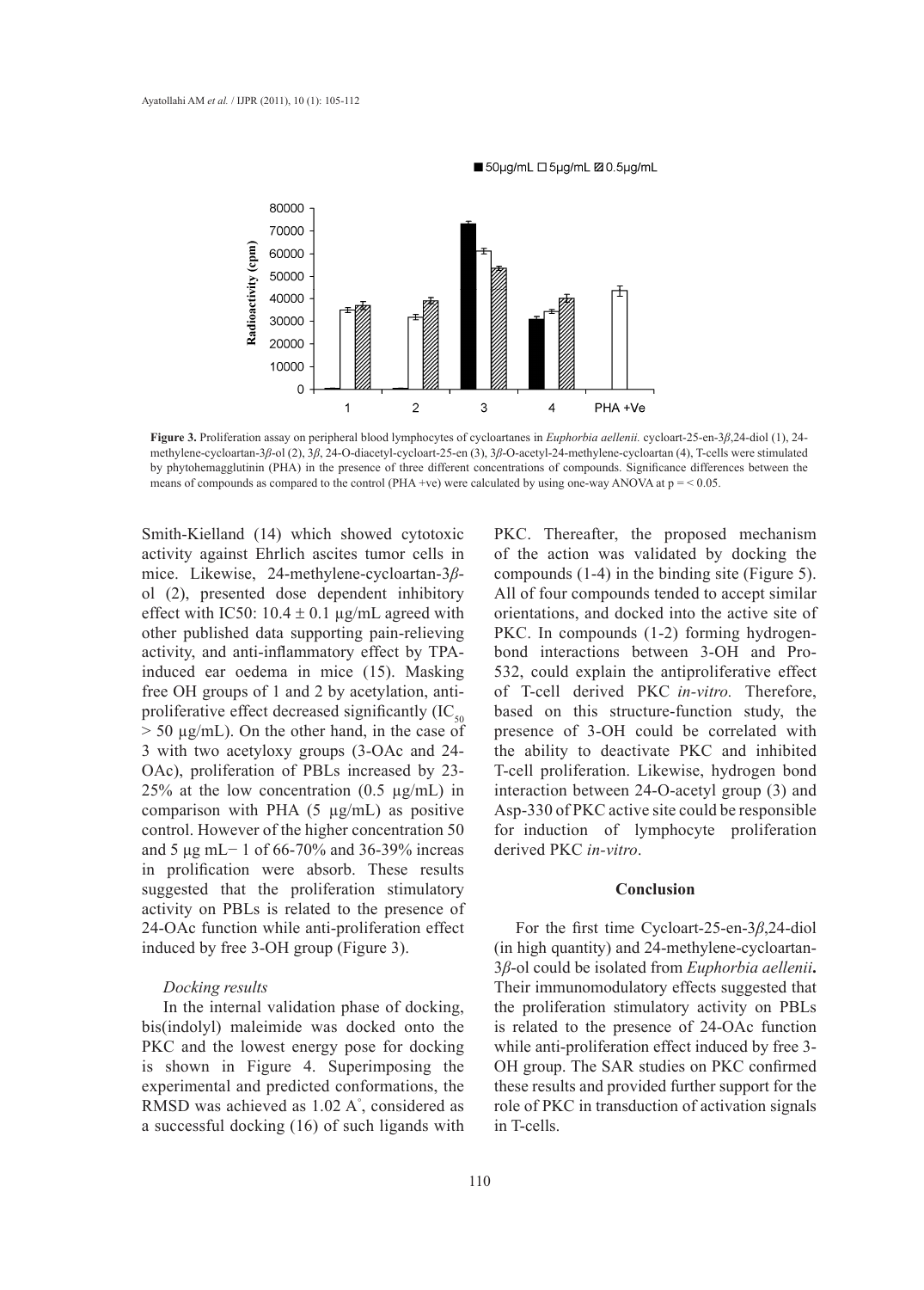**Figure 3.** Proliferation assay on peripheral blood lymphocytes of cycloartanes in *Euphorbia aellenii.* cycloart-25-en-3*β*,24-diol (1), 24-methylene-cycloartan-3*β*-ol (2), 3*β*, 24-O-diacetyl-cycloart-25-en (3), 3*β*-O-acetyl-24-methylene-cycloartan (4), T-cells were stimulated by phytohemagglutinin (PHA) in the presence of three different concentrations of compounds. Significance differences between the means of compounds as compared to the control (PHA +ve) were calculated by using one-way ANOVA at p = < 0.05.

Smith-Kielland (14) which showed cytotoxic activity against Ehrlich ascites tumor cells in mice. Likewise, 24-methylene-cycloartan-3*β*-ol (2), presented dose dependent inhibitory effect with IC50: 10.4 ± 0.1 µg/mL agreed with other published data supporting pain-relieving activity, and anti-inflammatory effect by TPA-induced ear oedema in mice (15). Masking free OH groups of 1 and 2 by acetylation, anti-proliferative effect decreased significantly ($IC_{50}$ > 50 µg/mL). On the other hand, in the case of 3 with two acetyloxy groups (3-OAc and 24-OAc), proliferation of PBLs increased by 23-25% at the low concentration (0.5 µg/mL) in comparison with PHA (5 µg/mL) as positive control. However of the higher concentration 50 and 5 µg mL− 1 of 66-70% and 36-39% increas in prolification were absorb. These results suggested that the proliferation stimulatory activity on PBLs is related to the presence of 24-OAc function while anti-proliferation effect induced by free 3-OH group (Figure 3).

*Docking results*

In the internal validation phase of docking, bis(indolyl) maleimide was docked onto the PKC and the lowest energy pose for docking is shown in Figure 4. Superimposing the experimental and predicted conformations, the RMSD was achieved as 1.02 A°, considered as a successful docking (16) of such ligands with PKC. Thereafter, the proposed mechanism of the action was validated by docking the compounds (1-4) in the binding site (Figure 5). All of four compounds tended to accept similar orientations, and docked into the active site of PKC. In compounds (1-2) forming hydrogen-bond interactions between 3-OH and Pro-532, could explain the antiproliferative effect of T-cell derived PKC *in-vitro.* Therefore, based on this structure-function study, the presence of 3-OH could be correlated with the ability to deactivate PKC and inhibited T-cell proliferation. Likewise, hydrogen bond interaction between 24-O-acetyl group (3) and Asp-330 of PKC active site could be responsible for induction of lymphocyte proliferation derived PKC *in-vitro*.

## Conclusion

For the first time Cycloart-25-en-3*β*,24-diol (in high quantity) and 24-methylene-cycloartan-3*β*-ol could be isolated from *Euphorbia aellenii***.** Their immunomodulatory effects suggested that the proliferation stimulatory activity on PBLs is related to the presence of 24-OAc function while anti-proliferation effect induced by free 3-OH group. The SAR studies on PKC confirmed these results and provided further support for the role of PKC in transduction of activation signals in T-cells.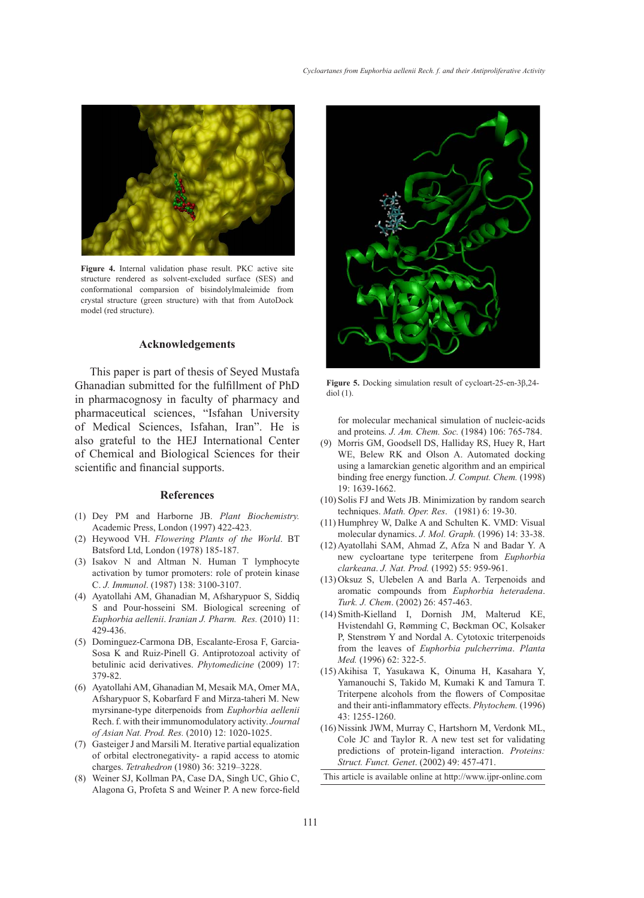Figure 4. Internal validation phase result. PKC active site structure rendered as solvent-excluded surface (SES) and conformational comparsion of bisindolylmaleimide from crystal structure (green structure) with that from AutoDock model (red structure).

## Acknowledgements

This paper is part of thesis of Seyed Mustafa Ghanadian submitted for the fulfillment of PhD in pharmacognosy in faculty of pharmacy and pharmaceutical sciences, "Isfahan University of Medical Sciences, Isfahan, Iran". He is also grateful to the HEJ International Center of Chemical and Biological Sciences for their scientific and financial supports.

## References

(1) Dey PM and Harborne JB. *Plant Biochemistry.* Academic Press, London (1997) 422-423.

(2) Heywood VH. *Flowering Plants of the World*. BT Batsford Ltd, London (1978) 185-187.

(3) Isakov N and Altman N. Human T lymphocyte activation by tumor promoters: role of protein kinase C. *J. Immunol*. (1987) 138: 3100-3107.

(4) Ayatollahi AM, Ghanadian M, Afsharypuor S, Siddiq S and Pour-hosseini SM. Biological screening of *Euphorbia aellenii*. *Iranian J. Pharm. Res.* (2010) 11: 429-436.

(5) Dominguez-Carmona DB, Escalante-Erosa F, Garcia-Sosa K and Ruiz-Pinell G. Antiprotozoal activity of betulinic acid derivatives. *Phytomedicine* (2009) 17: 379-82.

(6) Ayatollahi AM, Ghanadian M, Mesaik MA, Omer MA, Afsharypuor S, Kobarfard F and Mirza-taheri M. New myrsinane-type diterpenoids from *Euphorbia aellenii* Rech. f. with their immunomodulatory activity. *Journal of Asian Nat. Prod. Res.* (2010) 12: 1020-1025.

(7) Gasteiger J and Marsili M. Iterative partial equalization of orbital electronegativity- a rapid access to atomic charges. *Tetrahedron* (1980) 36: 3219–3228.

(8) Weiner SJ, Kollman PA, Case DA, Singh UC, Ghio C, Alagona G, Profeta S and Weiner P. A new force-field for molecular mechanical simulation of nucleic-acids and proteins. *J. Am. Chem. Soc.* (1984) 106: 765-784.

(9) Morris GM, Goodsell DS, Halliday RS, Huey R, Hart WE, Belew RK and Olson A. Automated docking using a lamarckian genetic algorithm and an empirical binding free energy function. *J. Comput. Chem.* (1998) 19: 1639-1662.

(10) Solis FJ and Wets JB. Minimization by random search techniques. *Math. Oper. Res*. (1981) 6: 19-30.

(11) Humphrey W, Dalke A and Schulten K. VMD: Visual molecular dynamics. *J. Mol. Graph.* (1996) 14: 33-38.

(12) Ayatollahi SAM, Ahmad Z, Afza N and Badar Y. A new cycloartane type teriterpene from *Euphorbia clarkeana*. *J. Nat. Prod.* (1992) 55: 959-961.

(13) Oksuz S, Ulebelen A and Barla A. Terpenoids and aromatic compounds from *Euphorbia heteradena*. *Turk. J. Chem*. (2002) 26: 457-463.

(14) Smith-Kielland I, Dornish JM, Malterud KE, Hvistendahl G, Rømming C, Bøckman OC, Kolsaker P, Stenstrøm Y and Nordal A. Cytotoxic triterpenoids from the leaves of *Euphorbia pulcherrima*. *Planta Med.* (1996) 62: 322-5.

(15) Akihisa T, Yasukawa K, Oinuma H, Kasahara Y, Yamanouchi S, Takido M, Kumaki K and Tamura T. Triterpene alcohols from the flowers of Compositae and their anti-inflammatory effects. *Phytochem.* (1996) 43: 1255-1260.

(16) Nissink JWM, Murray C, Hartshorn M, Verdonk ML, Cole JC and Taylor R. A new test set for validating predictions of protein-ligand interaction. *Proteins: Struct. Funct. Genet*. (2002) 49: 457-471.

Figure 5. Docking simulation result of cycloart-25-en-3β,24-diol (1).

This article is available online at http://www.ijpr-online.com